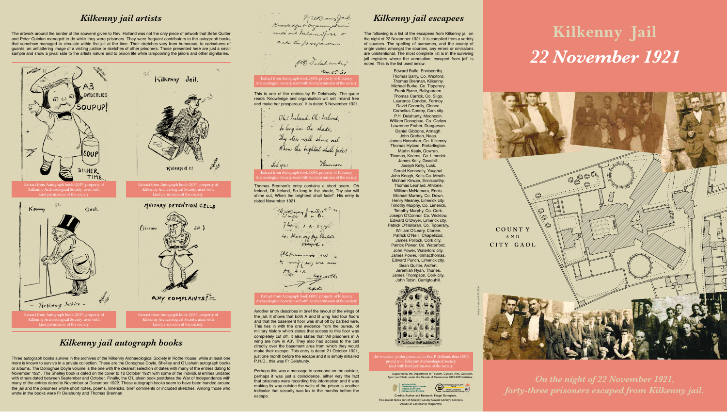# Kilkenny Jail

## 22 November 1921

*On the night of 22 November 1921, forty-three prisoners escaped from Kilkenny jail.*

## Kilkenny jail artists

The artwork around the border of the souvenir given to Rev. Holland was not the only piece of artwork that Seán Quilter and Peter Quinlan managed to do while they were prisoners. They were frequent contributors to the autograph books that somehow managed to circulate within the jail at the time. Their sketches vary from humorous, to caricatures of guards, an unflattering image of a visiting justice or sketches of other prisoners. Those presented here are just a small sample and show a jovial side to the artists nature and to prison life while lampooning the jailors and other dignitaries.

Extract from Autograph book Q037, property of Kilkenny Archaeological Society, used with kind permission of the society.

Extract from Autograph book Q037, property of Kilkenny Archaeological Society, used with kind permission of the society.

Extract from Autograph book Q037, property of Kilkenny Archaeological Society, used with kind permission of the society.

Extract from Autograph book Q037, property of Kilkenny Archaeological Society, used with kind permission of the society.

## Kilkenny jail autograph books

Three autograph books survive in the archives of the Kilkenny Archaeological Society in Rothe House, while at least one more is known to survive in a private collection. These are the Donoghue Doyle, Shelley and O'Liahain autograph books or albums. The Donoghue Doyle volume is the one with the clearest selection of dates with many of the entries dating to November 1921. The Shelley book is dated on the cover to 12 October 1921 with some of the individual entries undated with others dated between September and October. Finally, the O'Liahain book postdates the War of Independence with many of the entries dated to November or December 1922. These autograph books seem to have been handed around the jail and the prisoners wrote short notes, poems, limericks, brief comments or included sketches. Among those who wrote in the books were Fr Delahunty and Thomas Brennan.

Extract from Autograph book Q034, property of Kilkenny Archaeological Society, used with kind permission of the society.

This is one of the entries by Fr Delahunty. The quote reads 'Knowledge and organisation will set Ireland free and make her prosperous'. It is dated 5 November 1921.

Extract from Autograph book Q034, property of Kilkenny Archaeological Society, used with kind permission of the society.

Thomas Brennan's entry contains a short poem. 'Oh Ireland, Oh Ireland, So long in the shade, Thy star will shine out, When the brightest shall fade!'. His entry is dated November 1921.

Extract from Autograph book Q037, property of Kilkenny Archaeological Society, used with kind permission of the society.

Another entry describes in brief the layout of the wings of the jail. It shows that both A and B wing had four floors and that the basement floor was shut off by barbed wire. This ties in with the oral evidence from the bureau of military history which states that access to this floor was completely cut off. It also states that 'All prisoners in A wing are now in A3'. They also had access to the cell directly over the basement area from which they would make their escape. This entry is dated 21 October 1921, just one month before the escape and it is simply initialled P.H.D., this was Fr Delahunty.

Perhaps this was a message to someone on the outside, perhaps it was just a coincidence, either way the fact that prisoners were recording this information and it was making its way outside the walls of the prison is another indicator that security was lax in the months before the escape.

## Kilkenny jail escapees

The following is a list of the escapees from Kilkenny jail on the night of 22 November 1921. It is compiled from a variety of sources. The spelling of surnames, and the county of origin varies amongst the sources, any errors or omissions are unintentional. The most complete list is in the surviving jail registers where the annotation 'escaped from jail' is noted. This is the list used below.

Edward Balfe, Enniscorthy.
Thomas Barry, Co. Wexford.
Thomas Brennan, Kilkenny.
Michael Burke, Co. Tipperary.
Frank Byrne, Ballyporeen.
Thomas Carrick, Co. Sligo.
Laurence Condon, Fermoy.
David Connolly, Clonee.
Cornelius Conroy, Cork city.
P.H. Delahunty, Mooncoin.
William Donoghue, Co. Carlow.
Lawrence Fraher, Dungarvan.
Daniel Gibbons, Armagh.
John Grehan, Naas.
James Hanrahan, Co. Kilkenny.
Thomas Hyland, Portarlington.
Martin Kealy, Gowran.
Thomas, Kearns, Co. Limerick.
James Kelly, Geashill.
Joseph Kelly, Lusk.
Gerald Kenneally, Youghal.
John Keogh, Kells Co. Meath.
Michael Kirwan, Enniscorthy.
Thomas Leonard, Athlone.
William McNamara, Ennis.
Michael Murney, Co. Down.
Henry Meaney, Limerick city.
Timothy Murphy, Co. Limerick.
Timothy Murphy, Co. Cork.
Joseph O'Connor, Co. Wicklow.
Edward O'Dwyer, Limerick city.
Patrick O'Halloran, Co. Tipperary.
William O'Leary, Clonee.
Patrick O'Neill, Chapelizod.
James Pollock, Cork city.
Patrick Power, Co. Waterford.
John Power, Waterford city.
James Power, Kilmacthomas.
Edward Punch, Limerick city.
Séan Quilter, Ardfert.
Jeremiah Ryan, Thurles.
James Thompson, Cork city.
John Tobin, Carrigtouhill.

The 'souvenir' poster presented to Rev. P. Holland, item Q070, property of Kilkenny Archaeological Society, used with kind permission of the society.

Supported by the Department of Tourism, Culture, Arts, Gaeltacht, Sport and Media under the Decade of Centenaries 2012-2023 initiative.

**Credits: Author and Research, Fergal Donoghue.**

This project forms part of Kilkenny County Council Library's Service's, Decade of Centenaries Programme.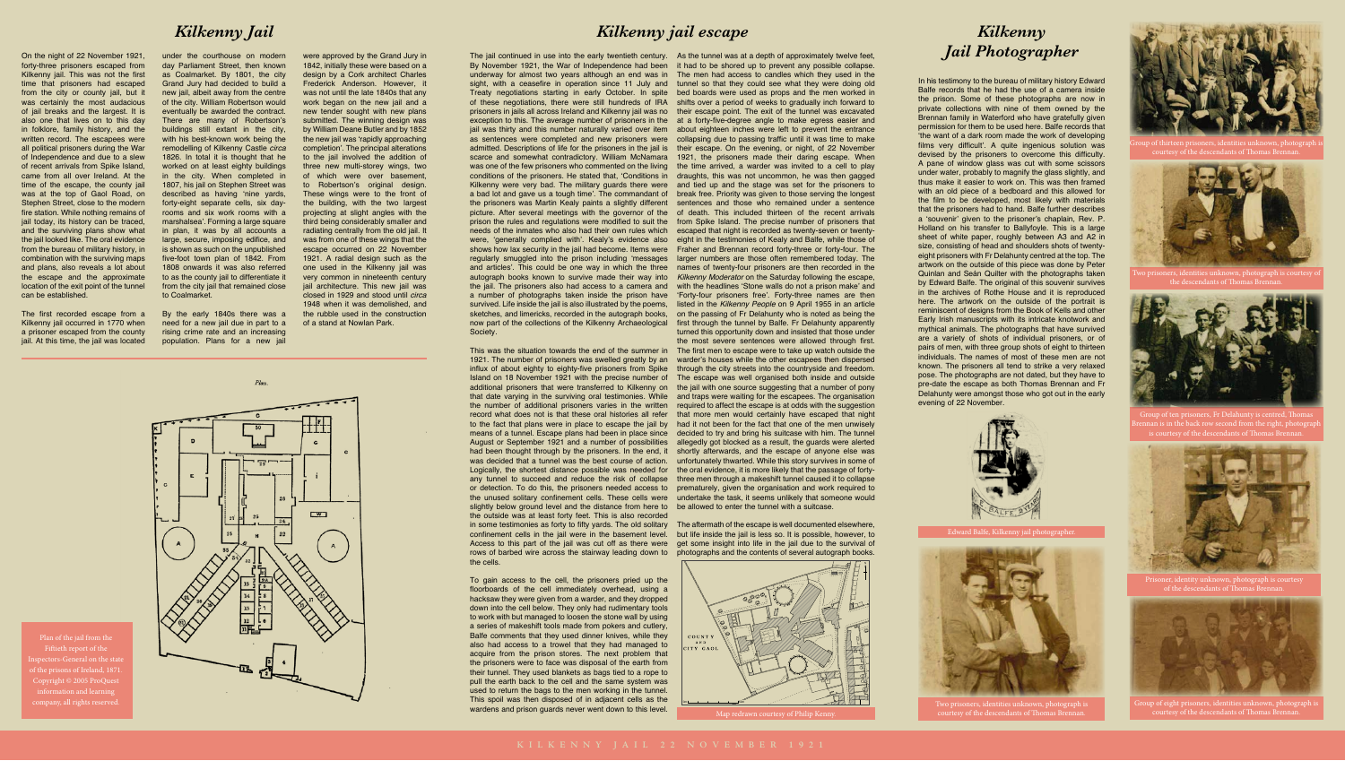# Kilkenny Jail

On the night of 22 November 1921, forty-three prisoners escaped from Kilkenny jail. This was not the first time that prisoners had escaped from the city or county jail, but it was certainly the most audacious of jail breaks and the largest. It is also one that lives on to this day in folklore, family history, and the written record. The escapees were all political prisoners during the War of Independence and due to a slew of recent arrivals from Spike Island, came from all over Ireland. At the time of the escape, the county jail was at the top of Gaol Road, on Stephen Street, close to the modern fire station. While nothing remains of jail today, its history can be traced, and the surviving plans show what the jail looked like. The oral evidence from the bureau of military history, in combination with the surviving maps and plans, also reveals a lot about the escape and the approximate location of the exit point of the tunnel can be established.

The first recorded escape from a Kilkenny jail occurred in 1770 when a prisoner escaped from the county jail. At this time, the jail was located under the courthouse on modern day Parliament Street, then known as Coalmarket. By 1801, the city Grand Jury had decided to build a new jail, albeit away from the centre of the city. William Robertson would eventually be awarded the contract. There are many of Robertson's buildings still extant in the city, with his best-known work being the remodelling of Kilkenny Castle *circa* 1826. In total it is thought that he worked on at least eighty buildings in the city. When completed in 1807, his jail on Stephen Street was described as having 'nine yards, forty-eight separate cells, six day-rooms and six work rooms with a marshalsea'. Forming a large square in plan, it was by all accounts a large, secure, imposing edifice, and is shown as such on the unpublished five-foot town plan of 1842. From 1808 onwards it was also referred to as the county jail to differentiate it from the city jail that remained close to Coalmarket.

By the early 1840s there was a need for a new jail due in part to a rising crime rate and an increasing population. Plans for a new jail were approved by the Grand Jury in 1842, initially these were based on a design by a Cork architect Charles Frederick Anderson. However, it was not until the late 1840s that any work began on the new jail and a new tender sought with new plans submitted. The winning design was by William Deane Butler and by 1852 the new jail was 'rapidly approaching completion'. The principal alterations to the jail involved the addition of three new multi-storey wings, two of which were over basement, to Robertson's original design. These wings were to the front of the building, with the two largest projecting at slight angles with the third being considerably smaller and radiating centrally from the old jail. It was from one of these wings that the escape occurred on 22 November 1921. A radial design such as the one used in the Kilkenny jail was very common in nineteenth century jail architecture. This new jail was closed in 1929 and stood until *circa* 1948 when it was demolished, and the rubble used in the construction of a stand at Nowlan Park.

Plan.

Plan of the jail from the Fiftieth report of the Inspectors-General on the state of the prisons of Ireland, 1871. Copyright © 2005 ProQuest information and learning company, all rights reserved.

# Kilkenny jail escape

The jail continued in use into the early twentieth century. By November 1921, the War of Independence had been underway for almost two years although an end was in sight, with a ceasefire in operation since 11 July and Treaty negotiations starting in early October. In spite of these negotiations, there were still hundreds of IRA prisoners in jails all across Ireland and Kilkenny jail was no exception to this. The average number of prisoners in the jail was thirty and this number naturally varied over item as sentences were completed and new prisoners were admitted. Descriptions of life for the prisoners in the jail is scarce and somewhat contradictory. William McNamara was one of the few prisoners who commented on the living conditions of the prisoners. He stated that, 'Conditions in Kilkenny were very bad. The military guards there were a bad lot and gave us a tough time'. The commandant of the prisoners was Martin Kealy paints a slightly different picture. After several meetings with the governor of the prison the rules and regulations were modified to suit the needs of the inmates who also had their own rules which were, 'generally complied with'. Kealy's evidence also shows how lax security in the jail had become. Items were regularly smuggled into the prison including 'messages and articles'. This could be one way in which the three autograph books known to survive made their way into the jail. The prisoners also had access to a camera and a number of photographs taken inside the prison have survived. Life inside the jail is also illustrated by the poems, sketches, and limericks, recorded in the autograph books, now part of the collections of the Kilkenny Archaeological Society.

This was the situation towards the end of the summer in 1921. The number of prisoners was swelled greatly by an influx of about eighty to eighty-five prisoners from Spike Island on 18 November 1921 with the precise number of additional prisoners that were transferred to Kilkenny on that date varying in the surviving oral testimonies. While the number of additional prisoners varies in the written record what does not is that these oral histories all refer to the fact that plans were in place to escape the jail by means of a tunnel. Escape plans had been in place since August or September 1921 and a number of possibilities had been thought through by the prisoners. In the end, it was decided that a tunnel was the best course of action. Logically, the shortest distance possible was needed for any tunnel to succeed and reduce the risk of collapse or detection. To do this, the prisoners needed access to the unused solitary confinement cells. These cells were slightly below ground level and the distance from here to the outside was at least forty feet. This is also recorded in some testimonies as forty to fifty yards. The old solitary confinement cells in the jail were in the basement level. Access to this part of the jail was cut off as there were rows of barbed wire across the stairway leading down to the cells.

To gain access to the cell, the prisoners pried up the floorboards of the cell immediately overhead, using a hacksaw they were given from a warder, and they dropped down into the cell below. They only had rudimentary tools to work with but managed to loosen the stone wall by using a series of makeshift tools made from pokers and cutlery. Balfe comments that they used dinner knives, while they also had access to a trowel that they had managed to acquire from the prison stores. The next problem that the prisoners were to face was disposal of the earth from their tunnel. They used blankets as bags tied to a rope to pull the earth back to the cell and the same system was used to return the bags to the men working in the tunnel. This spoil was then disposed of in adjacent cells as the wardens and prison guards never went down to this level.

As the tunnel was at a depth of approximately twelve feet, it had to be shored up to prevent any possible collapse. The men had access to candles which they used in the tunnel so that they could see what they were doing old bed boards were used as props and the men worked in shifts over a period of weeks to gradually inch forward to their escape point. The exit of the tunnel was excavated at a forty-five-degree angle to make egress easier and about eighteen inches were left to prevent the entrance collapsing due to passing traffic until it was time to make their escape. On the evening, or night, of 22 November 1921, the prisoners made their daring escape. When the time arrived, a warder was invited to a cell to play draughts, this was not uncommon, he was then gagged and tied up and the stage was set for the prisoners to break free. Priority was given to those serving the longest sentences and those who remained under a sentence of death. This included thirteen of the recent arrivals from Spike Island. The precise number of prisoners that escaped that night is recorded as twenty-seven or twenty-eight in the testimonies of Kealy and Balfe, while those of Fraher and Brennan record forty-three or forty-four. The larger numbers are those often remembered today. The names of twenty-four prisoners are then recorded in the *Kilkenny Moderator* on the Saturday following the escape, with the headlines 'Stone walls do not a prison make' and 'Forty-four prisoners free'. Forty-three names are then listed in the *Kilkenny People* on 9 April 1955 in an article on the passing of Fr Delahunty who is noted as being the first through the tunnel by Balfe. Fr Delahunty apparently turned this opportunity down and insisted that those under the most severe sentences were allowed through first. The first men to escape were to take up watch outside the warder's houses while the other escapees then dispersed through the city streets into the countryside and freedom. The escape was well organised both inside and outside the jail with one source suggesting that a number of pony and traps were waiting for the escapees. The organisation required to affect the escape is at odds with the suggestion that more men would certainly have escaped that night had it not been for the fact that one of the men unwisely decided to try and bring his suitcase with him. The tunnel allegedly got blocked as a result, the guards were alerted shortly afterwards, and the escape of anyone else was unfortunately thwarted. While this story survives in some of the oral evidence, it is more likely that the passage of forty-three men through a makeshift tunnel caused it to collapse prematurely, given the organisation and work required to undertake the task, it seems unlikely that someone would be allowed to enter the tunnel with a suitcase.

The aftermath of the escape is well documented elsewhere, but life inside the jail is less so. It is possible, however, to get some insight into life in the jail due to the survival of photographs and the contents of several autograph books.

COUNTY AND CITY GAOL

Map redrawn courtesy of Philip Kenny.

# Kilkenny Jail Photographer

In his testimony to the bureau of military history Edward Balfe records that he had the use of a camera inside the prison. Some of these photographs are now in private collections with nine of them owned by the Brennan family in Waterford who have gratefully given permission for them to be used here. Balfe records that 'the want of a dark room made the work of developing films very difficult'. A quite ingenious solution was devised by the prisoners to overcome this difficulty. A pane of window glass was cut with some scissors under water, probably to magnify the glass slightly, and thus make it easier to work on. This was then framed with an old piece of a bedboard and this allowed for the film to be developed, most likely with materials that the prisoners had to hand. Balfe further describes a 'souvenir' given to the prisoner's chaplain, Rev. P. Holland on his transfer to Ballyfoyle. This is a large sheet of white paper, roughly between A3 and A2 in size, consisting of head and shoulders shots of twenty-eight prisoners with Fr Delahunty centred at the top. The artwork on the outside of this piece was done by Peter Quinlan and Seán Quilter with the photographs taken by Edward Balfe. The original of this souvenir survives in the archives of Rothe House and it is reproduced here. The artwork on the outside of the portrait is reminiscent of designs from the Book of Kells and other Early Irish manuscripts with its intricate knotwork and mythical animals. The photographs that have survived are a variety of shots of individual prisoners, or of pairs of men, with three group shots of eight to thirteen individuals. The names of most of these men are not known. The prisoners all tend to strike a very relaxed pose. The photographs are not dated, but they have to pre-date the escape as both Thomas Brennan and Fr Delahunty were amongst those who got out in the early evening of 22 November.

Edward Balfe, Kilkenny jail photographer.

Two prisoners, identities unknown, photograph is courtesy of the descendants of Thomas Brennan.

Group of thirteen prisoners, identities unknown, photograph is courtesy of the descendants of Thomas Brennan.

Two prisoners, identities unknown, photograph is courtesy of the descendants of Thomas Brennan.

Group of ten prisoners, Fr Delahunty is centred, Thomas Brennan is in the back row second from the right, photograph is courtesy of the descendants of Thomas Brennan.

Prisoner, identity unknown, photograph is courtesy of the descendants of Thomas Brennan.

Group of eight prisoners, identities unknown, photograph is courtesy of the descendants of Thomas Brennan.

KILKENNY JAIL 22 NOVEMBER 1921